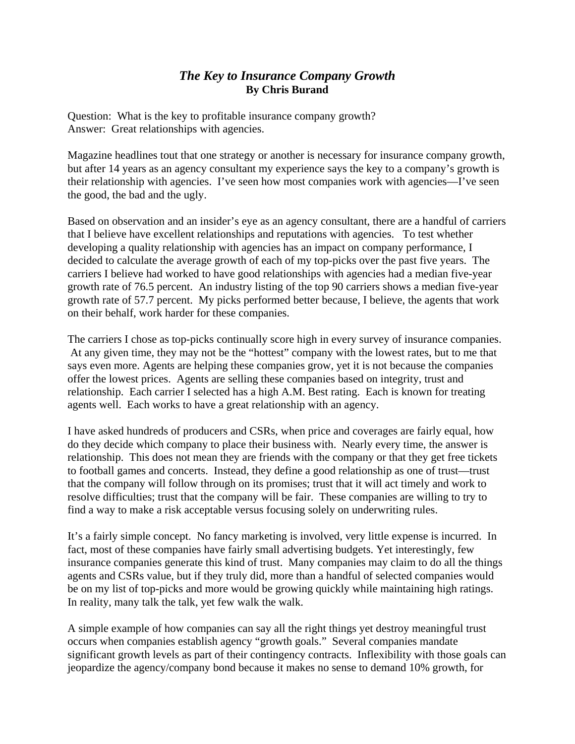# *The Key to Insurance Company Growth*

**By Chris Burand**

Question: What is the key to profitable insurance company growth?
Answer: Great relationships with agencies.

Magazine headlines tout that one strategy or another is necessary for insurance company growth, but after 14 years as an agency consultant my experience says the key to a company's growth is their relationship with agencies. I've seen how most companies work with agencies—I've seen the good, the bad and the ugly.

Based on observation and an insider's eye as an agency consultant, there are a handful of carriers that I believe have excellent relationships and reputations with agencies. To test whether developing a quality relationship with agencies has an impact on company performance, I decided to calculate the average growth of each of my top-picks over the past five years. The carriers I believe had worked to have good relationships with agencies had a median five-year growth rate of 76.5 percent. An industry listing of the top 90 carriers shows a median five-year growth rate of 57.7 percent. My picks performed better because, I believe, the agents that work on their behalf, work harder for these companies.

The carriers I chose as top-picks continually score high in every survey of insurance companies. At any given time, they may not be the "hottest" company with the lowest rates, but to me that says even more. Agents are helping these companies grow, yet it is not because the companies offer the lowest prices. Agents are selling these companies based on integrity, trust and relationship. Each carrier I selected has a high A.M. Best rating. Each is known for treating agents well. Each works to have a great relationship with an agency.

I have asked hundreds of producers and CSRs, when price and coverages are fairly equal, how do they decide which company to place their business with. Nearly every time, the answer is relationship. This does not mean they are friends with the company or that they get free tickets to football games and concerts. Instead, they define a good relationship as one of trust—trust that the company will follow through on its promises; trust that it will act timely and work to resolve difficulties; trust that the company will be fair. These companies are willing to try to find a way to make a risk acceptable versus focusing solely on underwriting rules.

It's a fairly simple concept. No fancy marketing is involved, very little expense is incurred. In fact, most of these companies have fairly small advertising budgets. Yet interestingly, few insurance companies generate this kind of trust. Many companies may claim to do all the things agents and CSRs value, but if they truly did, more than a handful of selected companies would be on my list of top-picks and more would be growing quickly while maintaining high ratings. In reality, many talk the talk, yet few walk the walk.

A simple example of how companies can say all the right things yet destroy meaningful trust occurs when companies establish agency "growth goals." Several companies mandate significant growth levels as part of their contingency contracts. Inflexibility with those goals can jeopardize the agency/company bond because it makes no sense to demand 10% growth, for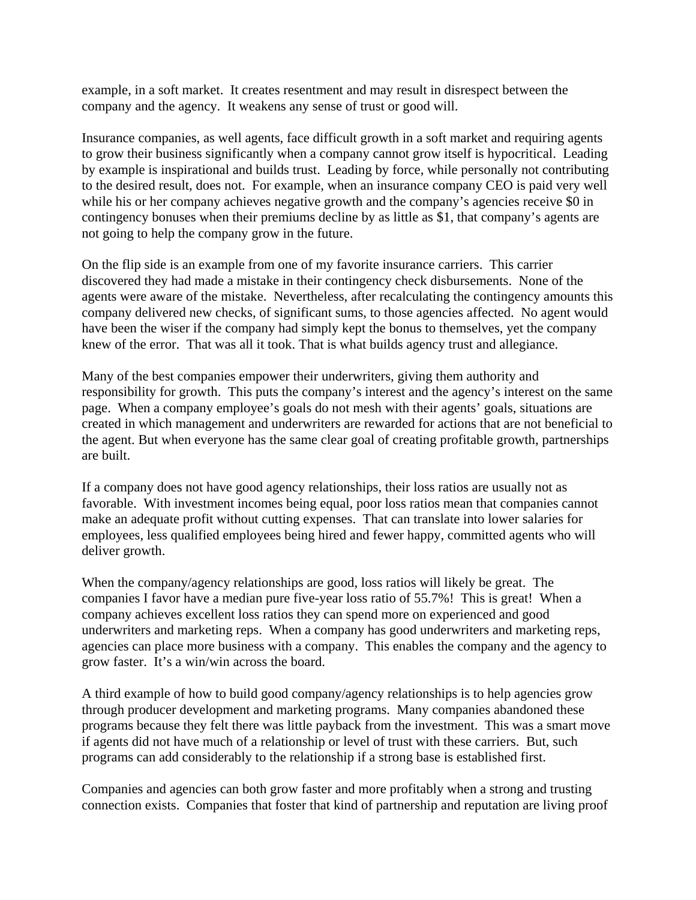example, in a soft market. It creates resentment and may result in disrespect between the company and the agency. It weakens any sense of trust or good will.

Insurance companies, as well agents, face difficult growth in a soft market and requiring agents to grow their business significantly when a company cannot grow itself is hypocritical. Leading by example is inspirational and builds trust. Leading by force, while personally not contributing to the desired result, does not. For example, when an insurance company CEO is paid very well while his or her company achieves negative growth and the company's agencies receive $0 in contingency bonuses when their premiums decline by as little as $1, that company's agents are not going to help the company grow in the future.

On the flip side is an example from one of my favorite insurance carriers. This carrier discovered they had made a mistake in their contingency check disbursements. None of the agents were aware of the mistake. Nevertheless, after recalculating the contingency amounts this company delivered new checks, of significant sums, to those agencies affected. No agent would have been the wiser if the company had simply kept the bonus to themselves, yet the company knew of the error. That was all it took. That is what builds agency trust and allegiance.

Many of the best companies empower their underwriters, giving them authority and responsibility for growth. This puts the company's interest and the agency's interest on the same page. When a company employee's goals do not mesh with their agents' goals, situations are created in which management and underwriters are rewarded for actions that are not beneficial to the agent. But when everyone has the same clear goal of creating profitable growth, partnerships are built.

If a company does not have good agency relationships, their loss ratios are usually not as favorable. With investment incomes being equal, poor loss ratios mean that companies cannot make an adequate profit without cutting expenses. That can translate into lower salaries for employees, less qualified employees being hired and fewer happy, committed agents who will deliver growth.

When the company/agency relationships are good, loss ratios will likely be great. The companies I favor have a median pure five-year loss ratio of 55.7%! This is great! When a company achieves excellent loss ratios they can spend more on experienced and good underwriters and marketing reps. When a company has good underwriters and marketing reps, agencies can place more business with a company. This enables the company and the agency to grow faster. It's a win/win across the board.

A third example of how to build good company/agency relationships is to help agencies grow through producer development and marketing programs. Many companies abandoned these programs because they felt there was little payback from the investment. This was a smart move if agents did not have much of a relationship or level of trust with these carriers. But, such programs can add considerably to the relationship if a strong base is established first.

Companies and agencies can both grow faster and more profitably when a strong and trusting connection exists. Companies that foster that kind of partnership and reputation are living proof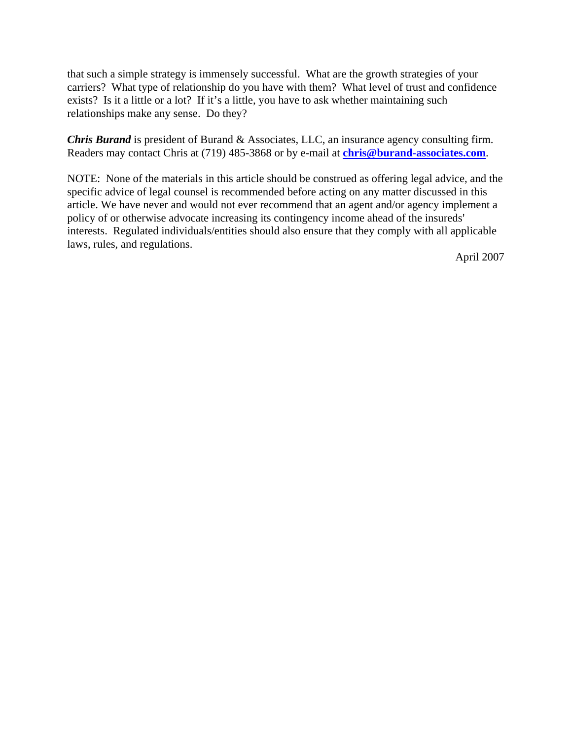that such a simple strategy is immensely successful. What are the growth strategies of your carriers? What type of relationship do you have with them? What level of trust and confidence exists? Is it a little or a lot? If it's a little, you have to ask whether maintaining such relationships make any sense. Do they?

***Chris Burand*** is president of Burand & Associates, LLC, an insurance agency consulting firm. Readers may contact Chris at (719) 485-3868 or by e-mail at **chris@burand-associates.com**.

NOTE: None of the materials in this article should be construed as offering legal advice, and the specific advice of legal counsel is recommended before acting on any matter discussed in this article. We have never and would not ever recommend that an agent and/or agency implement a policy of or otherwise advocate increasing its contingency income ahead of the insureds' interests. Regulated individuals/entities should also ensure that they comply with all applicable laws, rules, and regulations.

April 2007